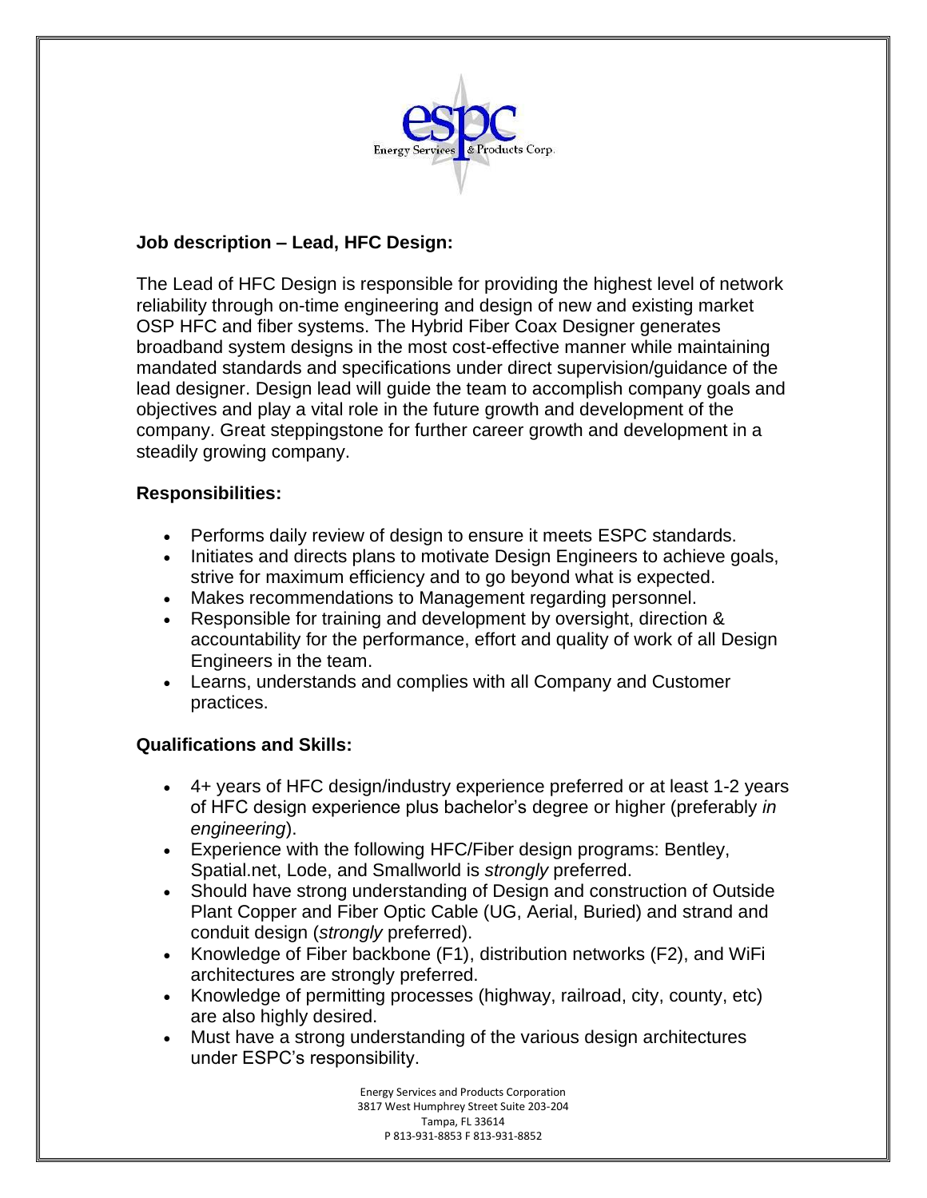## Job description – Lead, HFC Design:

The Lead of HFC Design is responsible for providing the highest level of network reliability through on-time engineering and design of new and existing market OSP HFC and fiber systems. The Hybrid Fiber Coax Designer generates broadband system designs in the most cost-effective manner while maintaining mandated standards and specifications under direct supervision/guidance of the lead designer. Design lead will guide the team to accomplish company goals and objectives and play a vital role in the future growth and development of the company. Great steppingstone for further career growth and development in a steadily growing company.

### Responsibilities:

- Performs daily review of design to ensure it meets ESPC standards.
- Initiates and directs plans to motivate Design Engineers to achieve goals, strive for maximum efficiency and to go beyond what is expected.
- Makes recommendations to Management regarding personnel.
- Responsible for training and development by oversight, direction & accountability for the performance, effort and quality of work of all Design Engineers in the team.
- Learns, understands and complies with all Company and Customer practices.

### Qualifications and Skills:

- 4+ years of HFC design/industry experience preferred or at least 1-2 years of HFC design experience plus bachelor's degree or higher (preferably *in engineering*).
- Experience with the following HFC/Fiber design programs: Bentley, Spatial.net, Lode, and Smallworld is *strongly* preferred.
- Should have strong understanding of Design and construction of Outside Plant Copper and Fiber Optic Cable (UG, Aerial, Buried) and strand and conduit design (*strongly* preferred).
- Knowledge of Fiber backbone (F1), distribution networks (F2), and WiFi architectures are strongly preferred.
- Knowledge of permitting processes (highway, railroad, city, county, etc) are also highly desired.
- Must have a strong understanding of the various design architectures under ESPC's responsibility.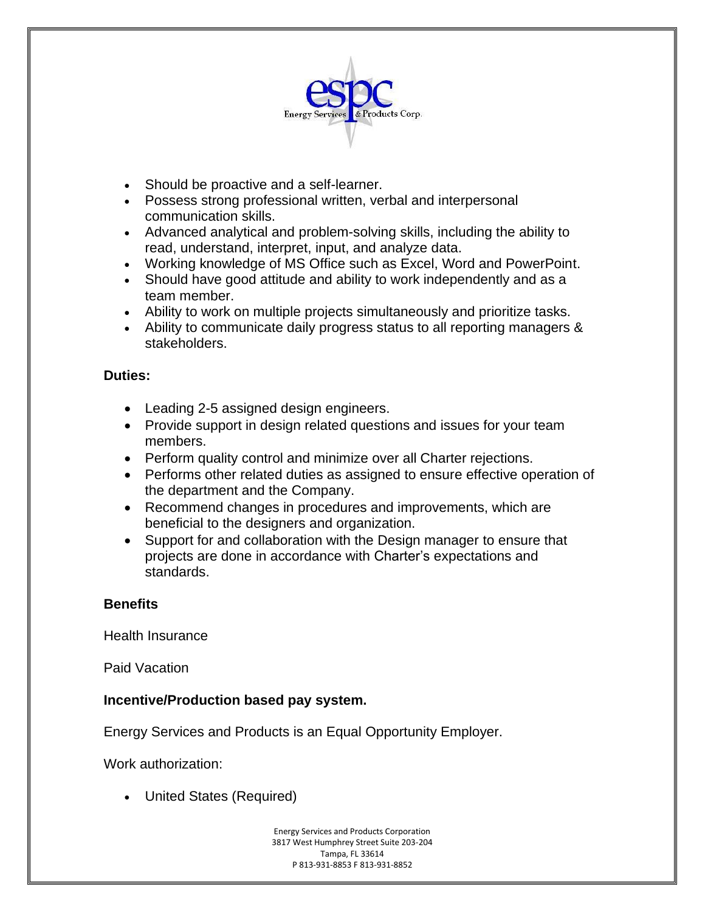- Should be proactive and a self-learner.
- Possess strong professional written, verbal and interpersonal communication skills.
- Advanced analytical and problem-solving skills, including the ability to read, understand, interpret, input, and analyze data.
- Working knowledge of MS Office such as Excel, Word and PowerPoint.
- Should have good attitude and ability to work independently and as a team member.
- Ability to work on multiple projects simultaneously and prioritize tasks.
- Ability to communicate daily progress status to all reporting managers & stakeholders.

**Duties:**

- Leading 2-5 assigned design engineers.
- Provide support in design related questions and issues for your team members.
- Perform quality control and minimize over all Charter rejections.
- Performs other related duties as assigned to ensure effective operation of the department and the Company.
- Recommend changes in procedures and improvements, which are beneficial to the designers and organization.
- Support for and collaboration with the Design manager to ensure that projects are done in accordance with Charter's expectations and standards.

**Benefits**

Health Insurance

Paid Vacation

**Incentive/Production based pay system.**

Energy Services and Products is an Equal Opportunity Employer.

Work authorization:

- United States (Required)